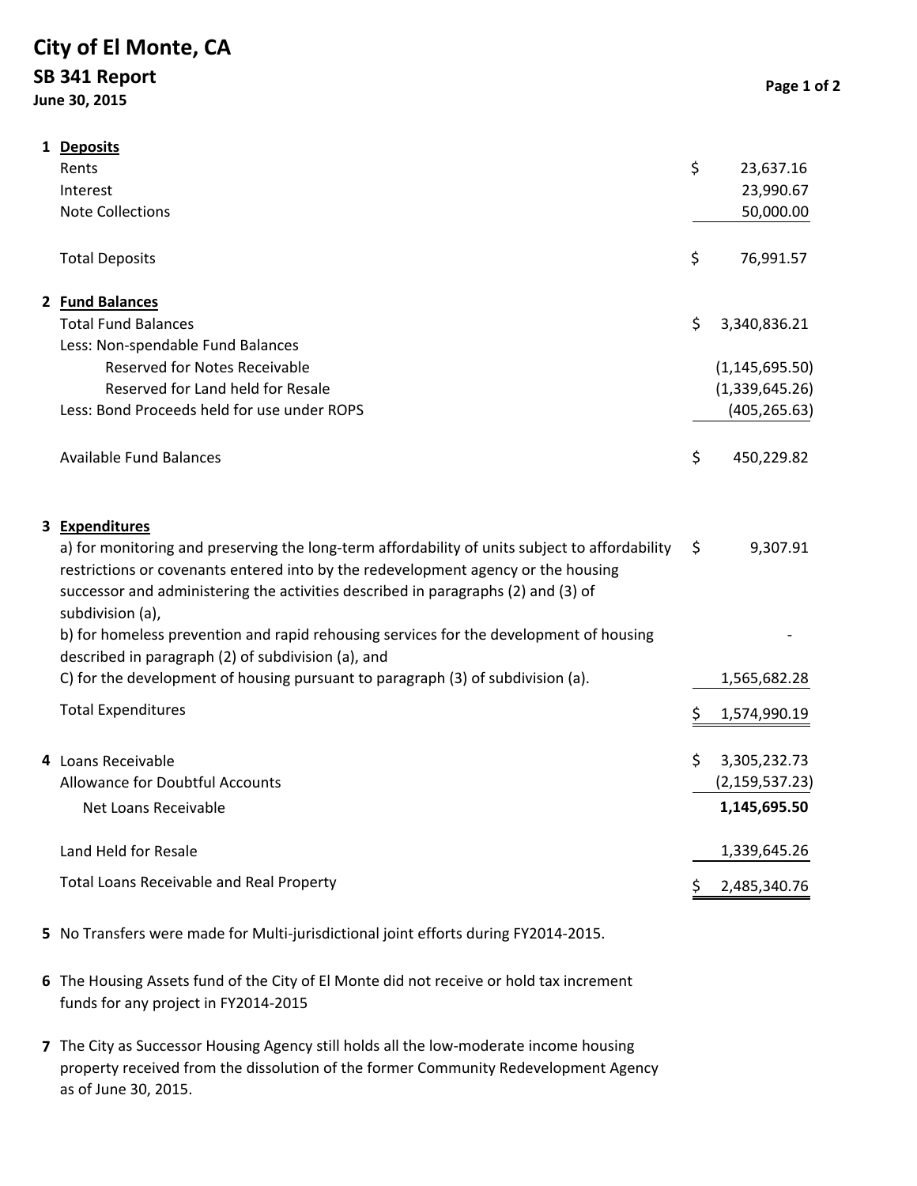# City of El Monte, CA

## SB 341 Report

**June 30, 2015**

**1 Deposits**

| | | |
|---|---|---|
| Rents | $ | 23,637.16 |
| Interest | | 23,990.67 |
| Note Collections | | 50,000.00 |
| Total Deposits | $ | 76,991.57 |

**2 Fund Balances**

| | | |
|---|---|---|
| Total Fund Balances | $ | 3,340,836.21 |
| Less: Non-spendable Fund Balances | | |
| Reserved for Notes Receivable | | (1,145,695.50) |
| Reserved for Land held for Resale | | (1,339,645.26) |
| Less: Bond Proceeds held for use under ROPS | | (405,265.63) |
| Available Fund Balances | $ | 450,229.82 |

**3 Expenditures**

| | | |
|---|---|---|
| a) for monitoring and preserving the long-term affordability of units subject to affordability restrictions or covenants entered into by the redevelopment agency or the housing successor and administering the activities described in paragraphs (2) and (3) of subdivision (a), | $ | 9,307.91 |
| b) for homeless prevention and rapid rehousing services for the development of housing described in paragraph (2) of subdivision (a), and | | - |
| C) for the development of housing pursuant to paragraph (3) of subdivision (a). | | 1,565,682.28 |
| Total Expenditures | $ | 1,574,990.19 |

**4**

| | | |
|---|---|---|
| Loans Receivable | $ | 3,305,232.73 |
| Allowance for Doubtful Accounts | | (2,159,537.23) |
| Net Loans Receivable | | **1,145,695.50** |
| Land Held for Resale | | 1,339,645.26 |
| Total Loans Receivable and Real Property | $ | 2,485,340.76 |

5 No Transfers were made for Multi-jurisdictional joint efforts during FY2014-2015.

6 The Housing Assets fund of the City of El Monte did not receive or hold tax increment funds for any project in FY2014-2015

7 The City as Successor Housing Agency still holds all the low-moderate income housing property received from the dissolution of the former Community Redevelopment Agency as of June 30, 2015.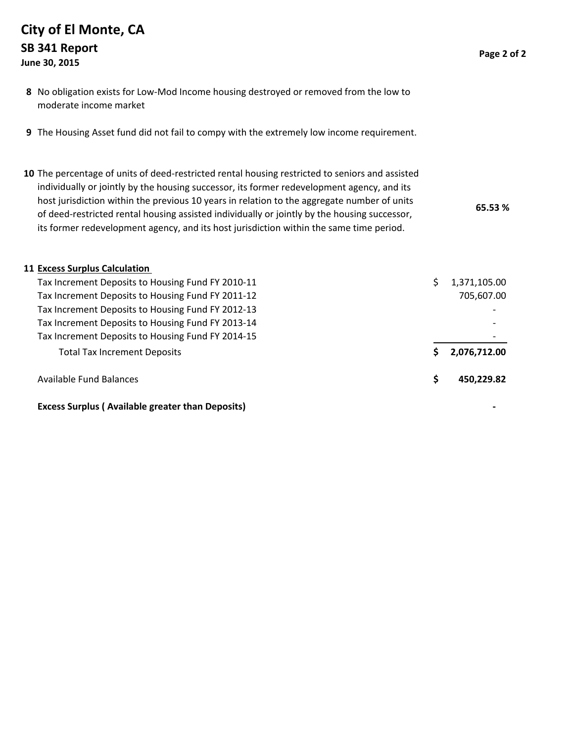# City of El Monte, CA

## SB 341 Report

**June 30, 2015**

**8** No obligation exists for Low-Mod Income housing destroyed or removed from the low to moderate income market

**9** The Housing Asset fund did not fail to compy with the extremely low income requirement.

**10** The percentage of units of deed-restricted rental housing restricted to seniors and assisted individually or jointly by the housing successor, its former redevelopment agency, and its host jurisdiction within the previous 10 years in relation to the aggregate number of units of deed-restricted rental housing assisted individually or jointly by the housing successor, its former redevelopment agency, and its host jurisdiction within the same time period. **65.53 %**

**11** **<u>Excess Surplus Calculation</u>**

| | |
|---|---|
| Tax Increment Deposits to Housing Fund FY 2010-11 | $ 1,371,105.00 |
| Tax Increment Deposits to Housing Fund FY 2011-12 | 705,607.00 |
| Tax Increment Deposits to Housing Fund FY 2012-13 | - |
| Tax Increment Deposits to Housing Fund FY 2013-14 | - |
| Tax Increment Deposits to Housing Fund FY 2014-15 | - |
| Total Tax Increment Deposits | **$ 2,076,712.00** |
| Available Fund Balances | **$ 450,229.82** |
| **Excess Surplus ( Available greater than Deposits)** | **-** |